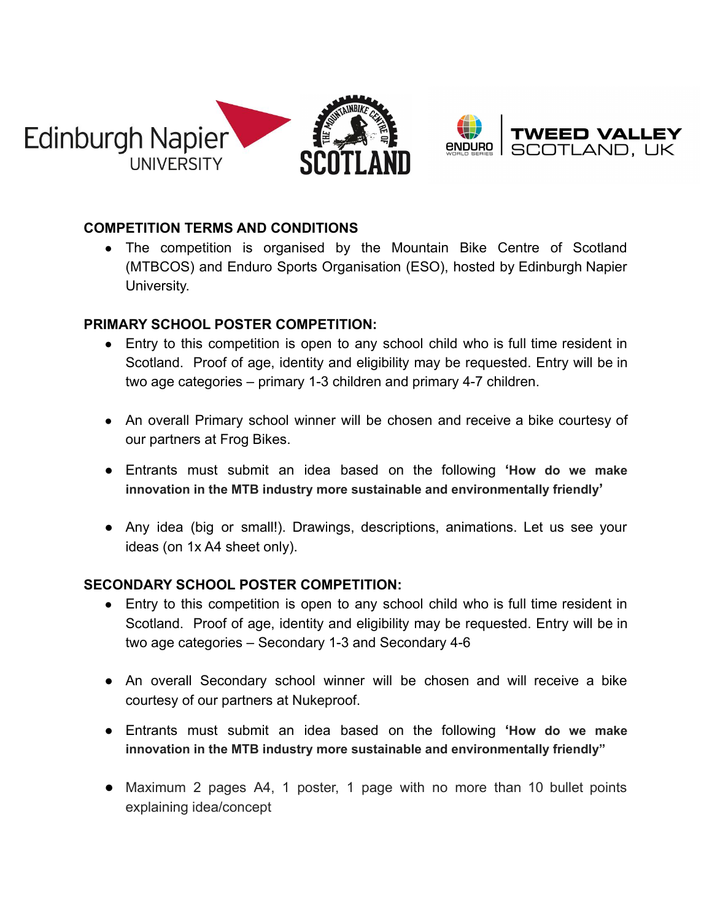## COMPETITION TERMS AND CONDITIONS

- The competition is organised by the Mountain Bike Centre of Scotland (MTBCOS) and Enduro Sports Organisation (ESO), hosted by Edinburgh Napier University.

## PRIMARY SCHOOL POSTER COMPETITION:

- Entry to this competition is open to any school child who is full time resident in Scotland. Proof of age, identity and eligibility may be requested. Entry will be in two age categories – primary 1-3 children and primary 4-7 children.

- An overall Primary school winner will be chosen and receive a bike courtesy of our partners at Frog Bikes.

- Entrants must submit an idea based on the following **'How do we make innovation in the MTB industry more sustainable and environmentally friendly'**

- Any idea (big or small!). Drawings, descriptions, animations. Let us see your ideas (on 1x A4 sheet only).

## SECONDARY SCHOOL POSTER COMPETITION:

- Entry to this competition is open to any school child who is full time resident in Scotland. Proof of age, identity and eligibility may be requested. Entry will be in two age categories – Secondary 1-3 and Secondary 4-6

- An overall Secondary school winner will be chosen and will receive a bike courtesy of our partners at Nukeproof.

- Entrants must submit an idea based on the following **'How do we make innovation in the MTB industry more sustainable and environmentally friendly"**

- Maximum 2 pages A4, 1 poster, 1 page with no more than 10 bullet points explaining idea/concept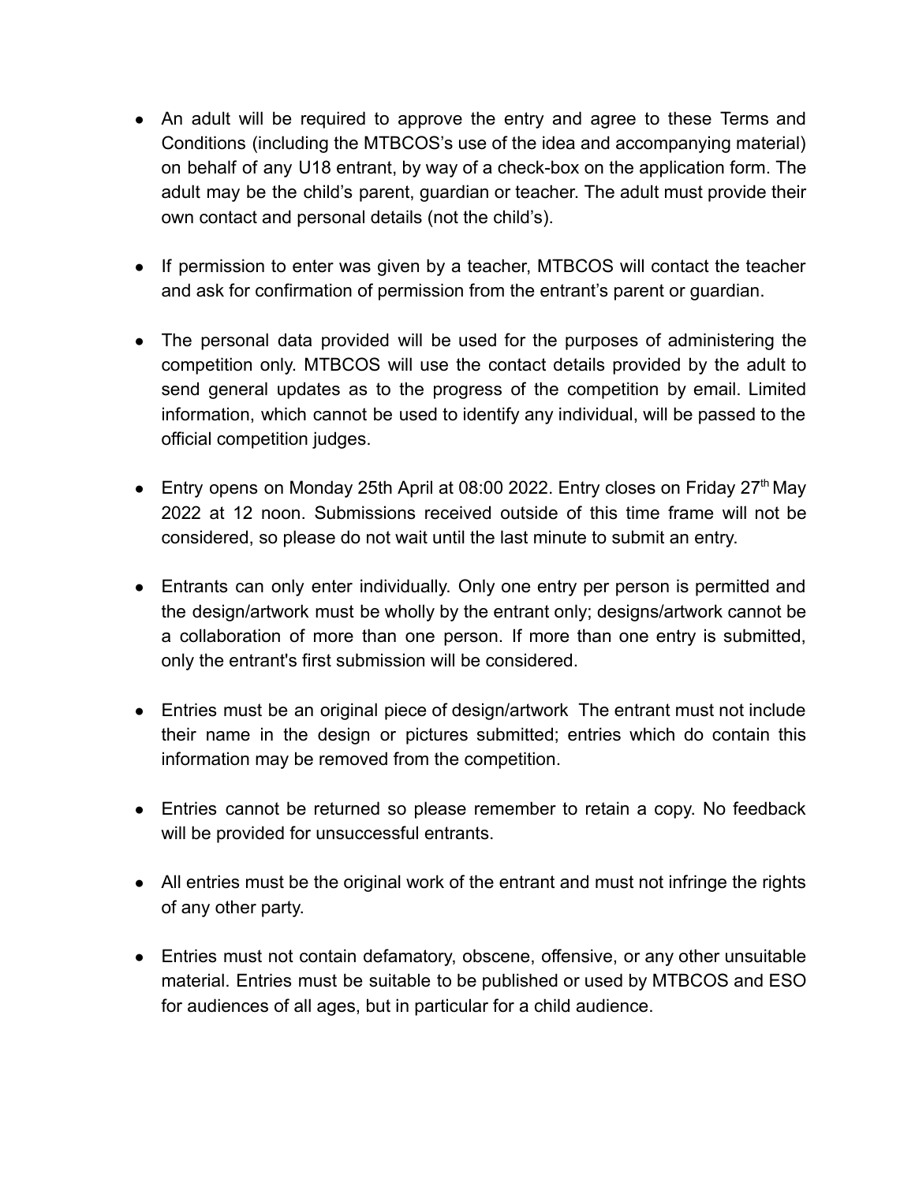- An adult will be required to approve the entry and agree to these Terms and Conditions (including the MTBCOS's use of the idea and accompanying material) on behalf of any U18 entrant, by way of a check-box on the application form. The adult may be the child's parent, guardian or teacher. The adult must provide their own contact and personal details (not the child's).

- If permission to enter was given by a teacher, MTBCOS will contact the teacher and ask for confirmation of permission from the entrant's parent or guardian.

- The personal data provided will be used for the purposes of administering the competition only. MTBCOS will use the contact details provided by the adult to send general updates as to the progress of the competition by email. Limited information, which cannot be used to identify any individual, will be passed to the official competition judges.

- Entry opens on Monday 25th April at 08:00 2022. Entry closes on Friday 27th May 2022 at 12 noon. Submissions received outside of this time frame will not be considered, so please do not wait until the last minute to submit an entry.

- Entrants can only enter individually. Only one entry per person is permitted and the design/artwork must be wholly by the entrant only; designs/artwork cannot be a collaboration of more than one person. If more than one entry is submitted, only the entrant's first submission will be considered.

- Entries must be an original piece of design/artwork The entrant must not include their name in the design or pictures submitted; entries which do contain this information may be removed from the competition.

- Entries cannot be returned so please remember to retain a copy. No feedback will be provided for unsuccessful entrants.

- All entries must be the original work of the entrant and must not infringe the rights of any other party.

- Entries must not contain defamatory, obscene, offensive, or any other unsuitable material. Entries must be suitable to be published or used by MTBCOS and ESO for audiences of all ages, but in particular for a child audience.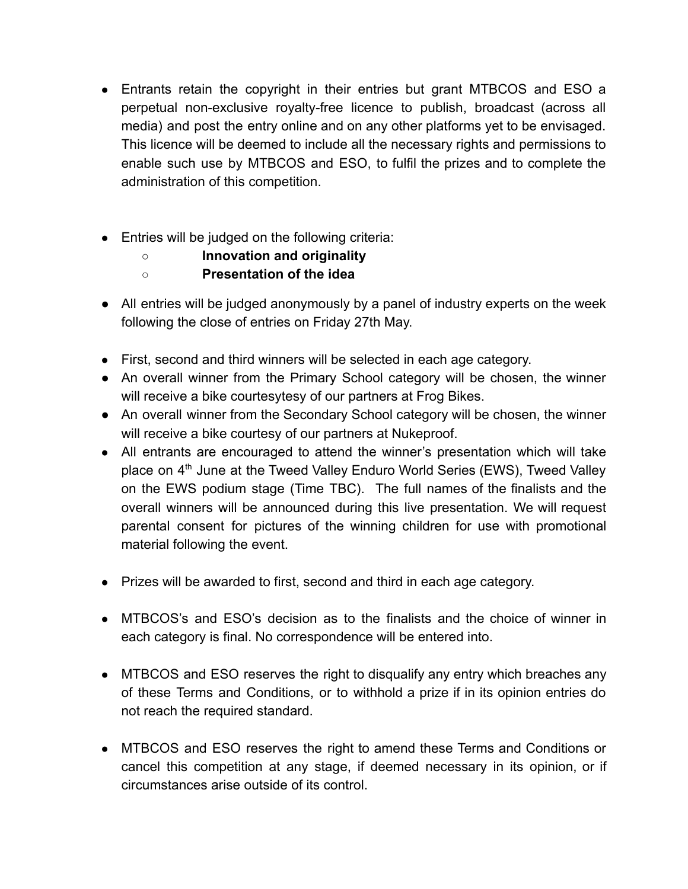- Entrants retain the copyright in their entries but grant MTBCOS and ESO a perpetual non-exclusive royalty-free licence to publish, broadcast (across all media) and post the entry online and on any other platforms yet to be envisaged. This licence will be deemed to include all the necessary rights and permissions to enable such use by MTBCOS and ESO, to fulfil the prizes and to complete the administration of this competition.

- Entries will be judged on the following criteria:
    - **Innovation and originality**
    - **Presentation of the idea**

- All entries will be judged anonymously by a panel of industry experts on the week following the close of entries on Friday 27th May.

- First, second and third winners will be selected in each age category.
- An overall winner from the Primary School category will be chosen, the winner will receive a bike courtesytesy of our partners at Frog Bikes.
- An overall winner from the Secondary School category will be chosen, the winner will receive a bike courtesy of our partners at Nukeproof.
- All entrants are encouraged to attend the winner's presentation which will take place on 4th June at the Tweed Valley Enduro World Series (EWS), Tweed Valley on the EWS podium stage (Time TBC). The full names of the finalists and the overall winners will be announced during this live presentation. We will request parental consent for pictures of the winning children for use with promotional material following the event.

- Prizes will be awarded to first, second and third in each age category.

- MTBCOS's and ESO's decision as to the finalists and the choice of winner in each category is final. No correspondence will be entered into.

- MTBCOS and ESO reserves the right to disqualify any entry which breaches any of these Terms and Conditions, or to withhold a prize if in its opinion entries do not reach the required standard.

- MTBCOS and ESO reserves the right to amend these Terms and Conditions or cancel this competition at any stage, if deemed necessary in its opinion, or if circumstances arise outside of its control.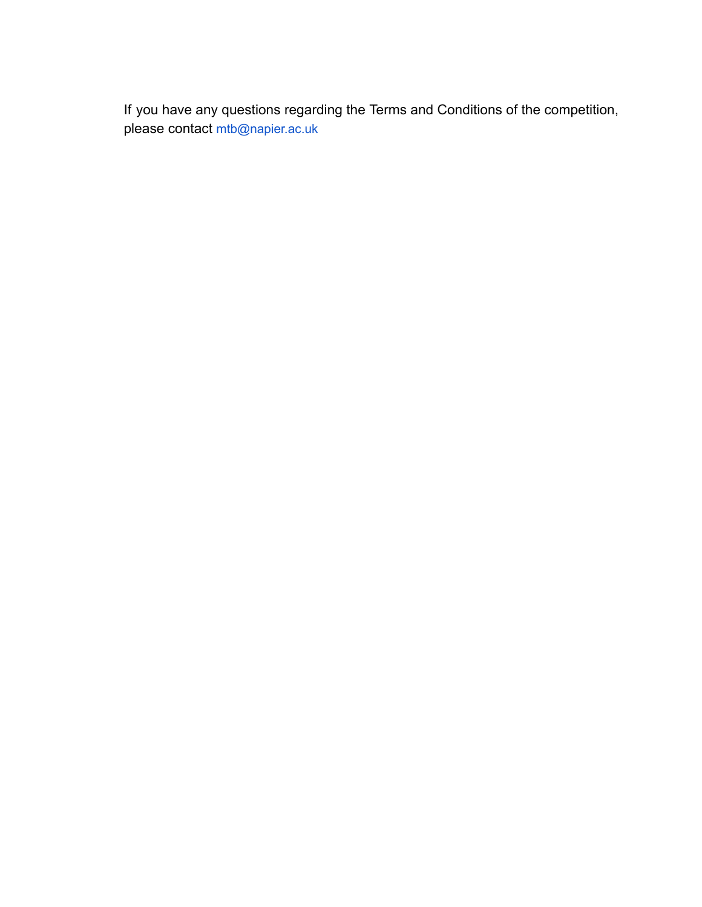If you have any questions regarding the Terms and Conditions of the competition, please contact mtb@napier.ac.uk